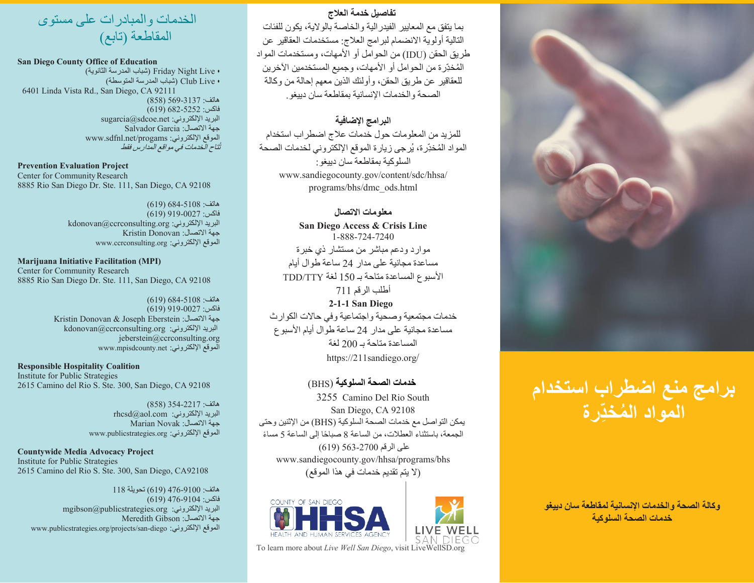## الخدمات والمبادرات على مستوى المقاطعة (تابع)

**San Diego County Office of Education**
• Friday Night Live (شباب المدرسة الثانوية)
• Club Live (شباب المدرسة المتوسطة)
6401 Linda Vista Rd., San Diego, CA 92111
هاتف: 569-3137 (858)
فاكس: 682-5252 (619)
البريد الإلكتروني: sugarcia@sdcoe.net
جهة الاتصال: Salvador Garcia
الموقع الإلكتروني: www.sdfnl.net/progams
*تُتاح الخدمات في مواقع المدارس فقط*

**Prevention Evaluation Project**
Center for Community Research
8885 Rio San Diego Dr. Ste. 111, San Diego, CA 92108

هاتف: 684-5108 (619)
فاكس: 919-0027 (619)
البريد الإلكتروني: kdonovan@ccrconsulting.org
جهة الاتصال: Kristin Donovan
الموقع الإلكتروني: www.ccrconsulting.org

**Marijuana Initiative Facilitation (MPI)**
Center for Community Research
8885 Rio San Diego Dr. Ste. 111, San Diego, CA 92108

هاتف: 684-5108 (619)
فاكس: 919-0027 (619)
جهة الاتصال: Kristin Donovan & Joseph Eberstein
البريد الإلكتروني: kdonovan@ccrconsulting.org
jeberstein@ccrconsulting.org
الموقع الإلكتروني: www.mpisdcounty.net

**Responsible Hospitality Coalition**
Institute for Public Strategies
2615 Camino del Rio S. Ste. 300, San Diego, CA 92108

هاتف: 354-2217 (858)
البريد الإلكتروني: rhcsd@aol.com
جهة الاتصال: Marian Novak
الموقع الإلكتروني: www.publicstrategies.org

**Countywide Media Advocacy Project**
Institute for Public Strategies
2615 Camino del Rio S. Ste. 300, San Diego, CA92108

هاتف: 476-9100 (619) تحويلة 118
فاكس: 476-9104 (619)
البريد الإلكتروني: mgibson@publicstrategies.org
جهة الاتصال: Meredith Gibson
الموقع الإلكتروني: www.publicstrategies.org/projects/san-diego

### تفاصيل خدمة العلاج

بما يتفق مع المعايير الفيدرالية والخاصة بالولاية، يكون للفئات التالية أولوية الانضمام لبرامج العلاج: مستخدمات العقاقير عن طريق الحقن (IDU) من الحوامل أو الأمهات، ومستخدمات المواد المُخدِّرة من الحوامل أو الأمهات، وجميع المستخدمين الآخرين للعقاقير عن طريق الحقن، وأولئك الذين معهم إحالة من وكالة الصحة والخدمات الإنسانية بمقاطعة سان دييغو.

### البرامج الإضافية

للمزيد من المعلومات حول خدمات علاج اضطراب استخدام المواد المُخدِّرة، يُرجى زيارة الموقع الإلكتروني لخدمات الصحة السلوكية بمقاطعة سان دييغو:
www.sandiegocounty.gov/content/sdc/hhsa/programs/bhs/dmc_ods.html

### معلومات الاتصال

**San Diego Access & Crisis Line**
1-888-724-7240
موارد ودعم مباشر من مستشار ذي خبرة
مساعدة مجانية على مدار 24 ساعة طوال أيام الأسبوع المساعدة متاحة بـ 150 لغة TDD/TTY
أطلب الرقم 711

**2-1-1 San Diego**
خدمات مجتمعية وصحية واجتماعية وفي حالات الكوارث
مساعدة مجانية على مدار 24 ساعة طوال أيام الأسبوع
المساعدة متاحة بـ 200 لغة
https://211sandiego.org/

**خدمات الصحة السلوكية** (BHS)
3255 Camino Del Rio South
San Diego, CA 92108
يمكن التواصل مع خدمات الصحة السلوكية (BHS) من الإثنين وحتى الجمعة، باستثناء العطلات، من الساعة 8 صباحًا إلى الساعة 5 مساءً على الرقم 563-2700 (619)
www.sandiegocounty.gov/hhsa/programs/bhs
(لا يتم تقديم خدمات في هذا الموقع)

COUNTY OF SAN DIEGO HHSA HEALTH AND HUMAN SERVICES AGENCY
LIVE WELL SAN DIEGO

To learn more about *Live Well San Diego*, visit LiveWellSD.org

# برامج منع اضطراب استخدام المواد المُخدِّرة

**وكالة الصحة والخدمات الإنسانية لمقاطعة سان دييغو**
**خدمات الصحة السلوكية**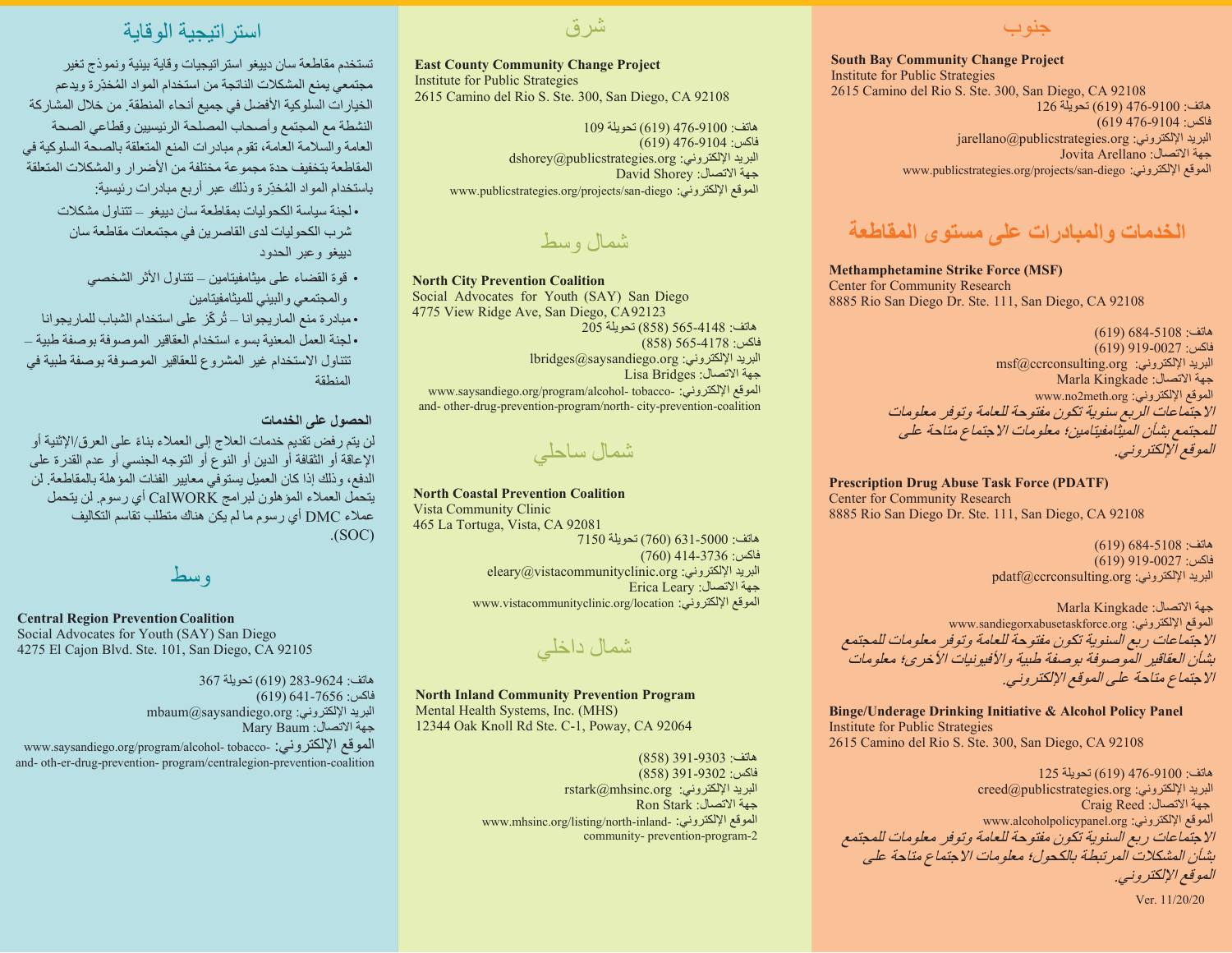## استراتيجية الوقاية

تستخدم مقاطعة سان دييغو استراتيجيات وقاية بيئية ونموذج تغير مجتمعي يمنع المشكلات الناتجة من استخدام المواد المُخدِّرة ويدعم الخيارات السلوكية الأفضل في جميع أنحاء المنطقة. من خلال المشاركة النشطة مع المجتمع وأصحاب المصلحة الرئيسيين وقطاعي الصحة العامة والسلامة العامة، تقوم مبادرات المنع المتعلقة بالصحة السلوكية في المقاطعة بتخفيف حدة مجموعة مختلفة من الأضرار والمشكلات المتعلقة باستخدام المواد المُخدِّرة وذلك عبر أربع مبادرات رئيسية:

- لجنة سياسة الكحوليات بمقاطعة سان دييغو – تتناول مشكلات شرب الكحوليات لدى القاصرين في مجتمعات مقاطعة سان دييغو وعبر الحدود
- قوة القضاء على ميثامفيتامين – تتناول الأثر الشخصي والمجتمعي والبيئي للميثامفيتامين
- مبادرة منع الماريجوانا – تُركِّز على استخدام الشباب للماريجوانا
- لجنة العمل المعنية بسوء استخدام العقاقير الموصوفة بوصفة طبية – تتناول الاستخدام غير المشروع للعقاقير الموصوفة بوصفة طبية في المنطقة

### الحصول على الخدمات

لن يتم رفض تقديم خدمات العلاج إلى العملاء بناءً على العرق/الإثنية أو الإعاقة أو الثقافة أو الدين أو النوع أو التوجه الجنسي أو عدم القدرة على الدفع، وذلك إذا كان العميل يستوفي معايير الفئات المؤهلة بالمقاطعة. لن يتحمل العملاء المؤهلون لبرامج CalWORK أي رسوم. لن يتحمل عملاء DMC أي رسوم ما لم يكن هناك متطلب تقاسم التكاليف (SOC).

## وسط

**Central Region Prevention Coalition**
Social Advocates for Youth (SAY) San Diego
4275 El Cajon Blvd. Ste. 101, San Diego, CA 92105

هاتف: 9624-283 (619) تحويلة 367
فاكس: 7656-641 (619)
البريد الإلكتروني: mbaum@saysandiego.org
جهة الاتصال: Mary Baum
الموقع الإلكتروني: www.saysandiego.org/program/alcohol- tobacco- and- oth-er-drug-prevention- program/centralegion-prevention-coalition

## شرق

**East County Community Change Project**
Institute for Public Strategies
2615 Camino del Rio S. Ste. 300, San Diego, CA 92108

هاتف: 9100-476 (619) تحويلة 109
فاكس: 9104-476 (619)
البريد الإلكتروني: dshorey@publicstrategies.org
جهة الاتصال: David Shorey
الموقع الإلكتروني: www.publicstrategies.org/projects/san-diego

## شمال وسط

**North City Prevention Coalition**
Social Advocates for Youth (SAY) San Diego
4775 View Ridge Ave, San Diego, CA92123

هاتف: 4148-565 (858) تحويلة 205
فاكس: 4178-565 (858)
البريد الإلكتروني: lbridges@saysandiego.org
جهة الاتصال: Lisa Bridges
الموقع الإلكتروني: www.saysandiego.org/program/alcohol- tobacco- and- other-drug-prevention-program/north- city-prevention-coalition

## شمال ساحلي

**North Coastal Prevention Coalition**
Vista Community Clinic
465 La Tortuga, Vista, CA 92081

هاتف: 5000-631 (760) تحويلة 7150
فاكس: 3736-414 (760)
البريد الإلكتروني: eleary@vistacommunityclinic.org
جهة الاتصال: Erica Leary
الموقع الإلكتروني: www.vistacommunityclinic.org/location

## شمال داخلي

**North Inland Community Prevention Program**
Mental Health Systems, Inc. (MHS)
12344 Oak Knoll Rd Ste. C-1, Poway, CA 92064

هاتف: 9303-391 (858)
فاكس: 9302-391 (858)
البريد الإلكتروني: rstark@mhsinc.org
جهة الاتصال: Ron Stark
الموقع الإلكتروني: www.mhsinc.org/listing/north-inland- community- prevention-program-2

## جنوب

**South Bay Community Change Project**
Institute for Public Strategies
2615 Camino del Rio S. Ste. 300, San Diego, CA 92108

هاتف: 9100-476 (619) تحويلة 126
فاكس: 9104-476 (619)
البريد الإلكتروني: jarellano@publicstrategies.org
جهة الاتصال: Jovita Arellano
الموقع الإلكتروني: www.publicstrategies.org/projects/san-diego

## الخدمات والمبادرات على مستوى المقاطعة

**Methamphetamine Strike Force (MSF)**
Center for Community Research
8885 Rio San Diego Dr. Ste. 111, San Diego, CA 92108

هاتف: 5108-684 (619)
فاكس: 0027-919 (619)
البريد الإلكتروني: msf@ccrconsulting.org
جهة الاتصال: Marla Kingkade
الموقع الإلكتروني: www.no2meth.org

*الاجتماعات الربع سنوية تكون مفتوحة للعامة وتوفر معلومات للمجتمع بشأن الميثامفيتامين؛ معلومات الاجتماع متاحة على الموقع الإلكتروني.*

**Prescription Drug Abuse Task Force (PDATF)**
Center for Community Research
8885 Rio San Diego Dr. Ste. 111, San Diego, CA 92108

هاتف: 5108-684 (619)
فاكس: 0027-919 (619)
البريد الإلكتروني: pdatf@ccrconsulting.org
جهة الاتصال: Marla Kingkade
الموقع الإلكتروني: www.sandiegorxabusetaskforce.org

*الاجتماعات ربع السنوية تكون مفتوحة للعامة وتوفر معلومات للمجتمع بشأن العقاقير الموصوفة بوصفة طبية والأفيونيات الأخرى؛ معلومات الاجتماع متاحة على الموقع الإلكتروني.*

**Binge/Underage Drinking Initiative & Alcohol Policy Panel**
Institute for Public Strategies
2615 Camino del Rio S. Ste. 300, San Diego, CA 92108

هاتف: 9100-476 (619) تحويلة 125
البريد الإلكتروني: creed@publicstrategies.org
جهة الاتصال: Craig Reed
الموقع الإلكتروني: www.alcoholpolicypanel.org

*الاجتماعات ربع السنوية تكون مفتوحة للعامة وتوفر معلومات للمجتمع بشأن المشكلات المرتبطة بالكحول؛ معلومات الاجتماع متاحة على الموقع الإلكتروني.*

Ver. 11/20/20